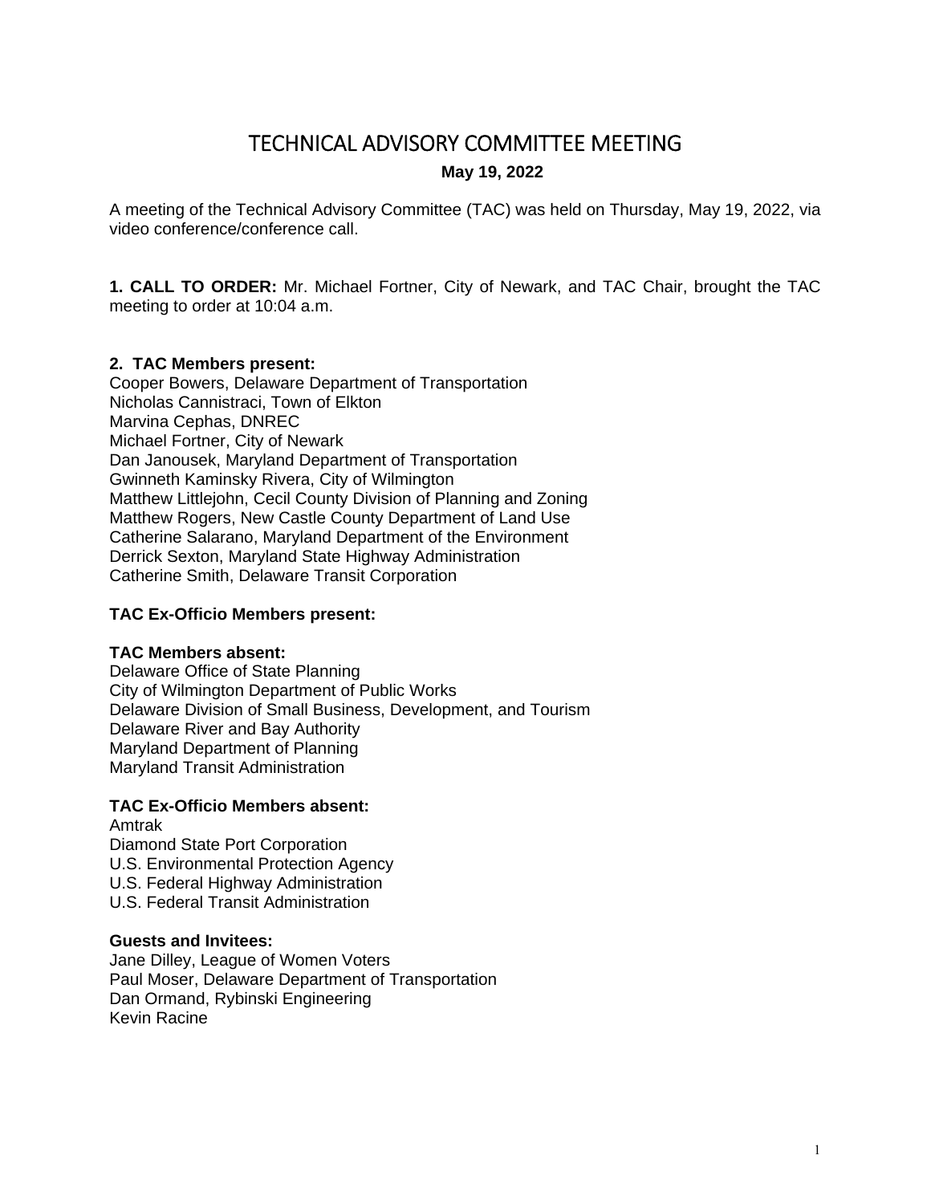# TECHNICAL ADVISORY COMMITTEE MEETING

**May 19, 2022**

A meeting of the Technical Advisory Committee (TAC) was held on Thursday, May 19, 2022, via video conference/conference call.

**1. CALL TO ORDER:** Mr. Michael Fortner, City of Newark, and TAC Chair, brought the TAC meeting to order at 10:04 a.m.

**2. TAC Members present:**
Cooper Bowers, Delaware Department of Transportation
Nicholas Cannistraci, Town of Elkton
Marvina Cephas, DNREC
Michael Fortner, City of Newark
Dan Janousek, Maryland Department of Transportation
Gwinneth Kaminsky Rivera, City of Wilmington
Matthew Littlejohn, Cecil County Division of Planning and Zoning
Matthew Rogers, New Castle County Department of Land Use
Catherine Salarano, Maryland Department of the Environment
Derrick Sexton, Maryland State Highway Administration
Catherine Smith, Delaware Transit Corporation

**TAC Ex-Officio Members present:**

**TAC Members absent:**
Delaware Office of State Planning
City of Wilmington Department of Public Works
Delaware Division of Small Business, Development, and Tourism
Delaware River and Bay Authority
Maryland Department of Planning
Maryland Transit Administration

**TAC Ex-Officio Members absent:**
Amtrak
Diamond State Port Corporation
U.S. Environmental Protection Agency
U.S. Federal Highway Administration
U.S. Federal Transit Administration

**Guests and Invitees:**
Jane Dilley, League of Women Voters
Paul Moser, Delaware Department of Transportation
Dan Ormand, Rybinski Engineering
Kevin Racine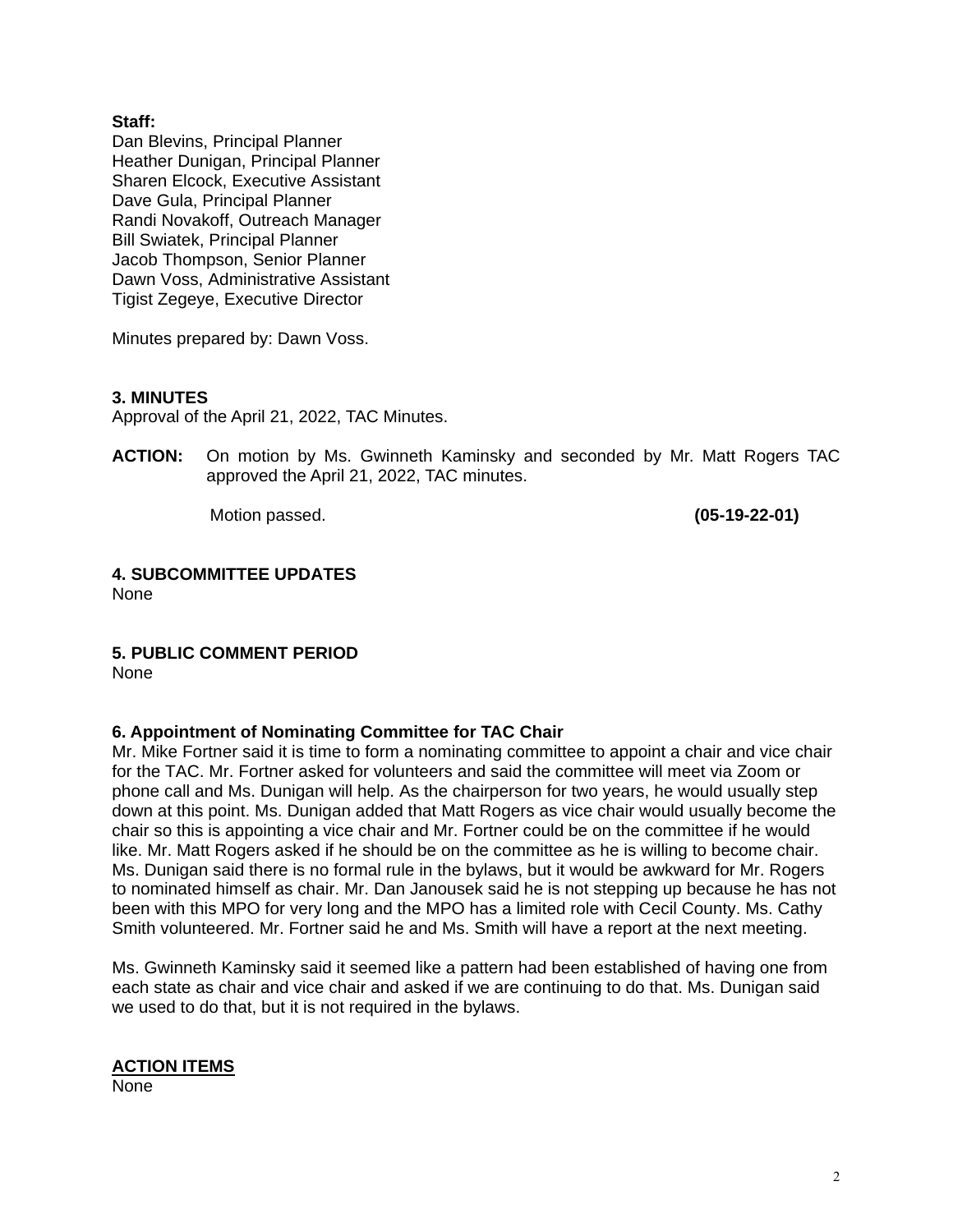**Staff:**
Dan Blevins, Principal Planner
Heather Dunigan, Principal Planner
Sharen Elcock, Executive Assistant
Dave Gula, Principal Planner
Randi Novakoff, Outreach Manager
Bill Swiatek, Principal Planner
Jacob Thompson, Senior Planner
Dawn Voss, Administrative Assistant
Tigist Zegeye, Executive Director

Minutes prepared by: Dawn Voss.

### 3. MINUTES

Approval of the April 21, 2022, TAC Minutes.

**ACTION:** On motion by Ms. Gwinneth Kaminsky and seconded by Mr. Matt Rogers TAC approved the April 21, 2022, TAC minutes.

Motion passed. **(05-19-22-01)**

### 4. SUBCOMMITTEE UPDATES

None

### 5. PUBLIC COMMENT PERIOD

None

### 6. Appointment of Nominating Committee for TAC Chair

Mr. Mike Fortner said it is time to form a nominating committee to appoint a chair and vice chair for the TAC. Mr. Fortner asked for volunteers and said the committee will meet via Zoom or phone call and Ms. Dunigan will help. As the chairperson for two years, he would usually step down at this point. Ms. Dunigan added that Matt Rogers as vice chair would usually become the chair so this is appointing a vice chair and Mr. Fortner could be on the committee if he would like. Mr. Matt Rogers asked if he should be on the committee as he is willing to become chair. Ms. Dunigan said there is no formal rule in the bylaws, but it would be awkward for Mr. Rogers to nominated himself as chair. Mr. Dan Janousek said he is not stepping up because he has not been with this MPO for very long and the MPO has a limited role with Cecil County. Ms. Cathy Smith volunteered. Mr. Fortner said he and Ms. Smith will have a report at the next meeting.

Ms. Gwinneth Kaminsky said it seemed like a pattern had been established of having one from each state as chair and vice chair and asked if we are continuing to do that. Ms. Dunigan said we used to do that, but it is not required in the bylaws.

### ACTION ITEMS

None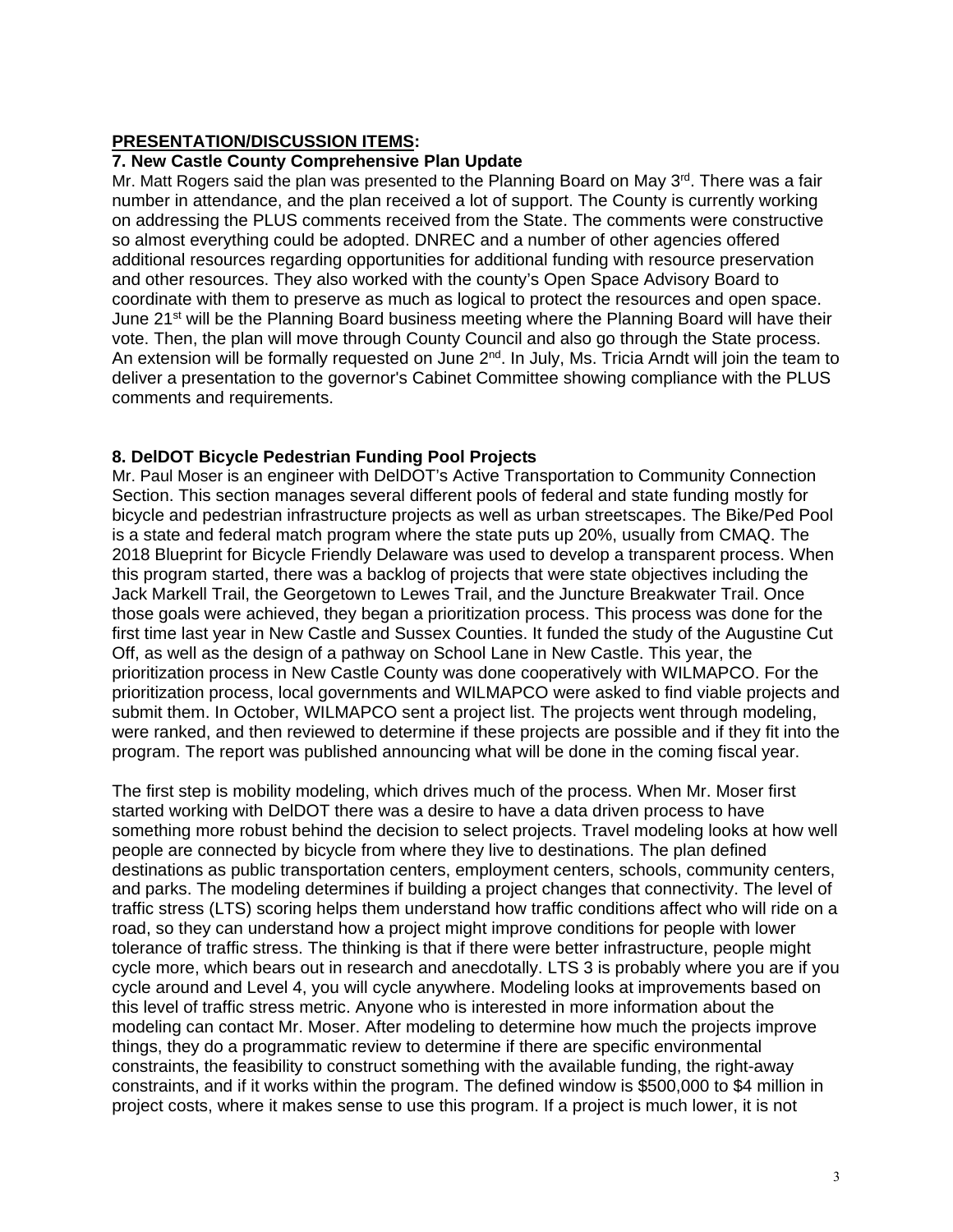**PRESENTATION/DISCUSSION ITEMS:**

**7. New Castle County Comprehensive Plan Update**

Mr. Matt Rogers said the plan was presented to the Planning Board on May 3rd. There was a fair number in attendance, and the plan received a lot of support. The County is currently working on addressing the PLUS comments received from the State. The comments were constructive so almost everything could be adopted. DNREC and a number of other agencies offered additional resources regarding opportunities for additional funding with resource preservation and other resources. They also worked with the county's Open Space Advisory Board to coordinate with them to preserve as much as logical to protect the resources and open space. June 21st will be the Planning Board business meeting where the Planning Board will have their vote. Then, the plan will move through County Council and also go through the State process. An extension will be formally requested on June 2nd. In July, Ms. Tricia Arndt will join the team to deliver a presentation to the governor's Cabinet Committee showing compliance with the PLUS comments and requirements.

**8. DelDOT Bicycle Pedestrian Funding Pool Projects**

Mr. Paul Moser is an engineer with DelDOT's Active Transportation to Community Connection Section. This section manages several different pools of federal and state funding mostly for bicycle and pedestrian infrastructure projects as well as urban streetscapes. The Bike/Ped Pool is a state and federal match program where the state puts up 20%, usually from CMAQ. The 2018 Blueprint for Bicycle Friendly Delaware was used to develop a transparent process. When this program started, there was a backlog of projects that were state objectives including the Jack Markell Trail, the Georgetown to Lewes Trail, and the Juncture Breakwater Trail. Once those goals were achieved, they began a prioritization process. This process was done for the first time last year in New Castle and Sussex Counties. It funded the study of the Augustine Cut Off, as well as the design of a pathway on School Lane in New Castle. This year, the prioritization process in New Castle County was done cooperatively with WILMAPCO. For the prioritization process, local governments and WILMAPCO were asked to find viable projects and submit them. In October, WILMAPCO sent a project list. The projects went through modeling, were ranked, and then reviewed to determine if these projects are possible and if they fit into the program. The report was published announcing what will be done in the coming fiscal year.

The first step is mobility modeling, which drives much of the process. When Mr. Moser first started working with DelDOT there was a desire to have a data driven process to have something more robust behind the decision to select projects. Travel modeling looks at how well people are connected by bicycle from where they live to destinations. The plan defined destinations as public transportation centers, employment centers, schools, community centers, and parks. The modeling determines if building a project changes that connectivity. The level of traffic stress (LTS) scoring helps them understand how traffic conditions affect who will ride on a road, so they can understand how a project might improve conditions for people with lower tolerance of traffic stress. The thinking is that if there were better infrastructure, people might cycle more, which bears out in research and anecdotally. LTS 3 is probably where you are if you cycle around and Level 4, you will cycle anywhere. Modeling looks at improvements based on this level of traffic stress metric. Anyone who is interested in more information about the modeling can contact Mr. Moser. After modeling to determine how much the projects improve things, they do a programmatic review to determine if there are specific environmental constraints, the feasibility to construct something with the available funding, the right-away constraints, and if it works within the program. The defined window is $500,000 to $4 million in project costs, where it makes sense to use this program. If a project is much lower, it is not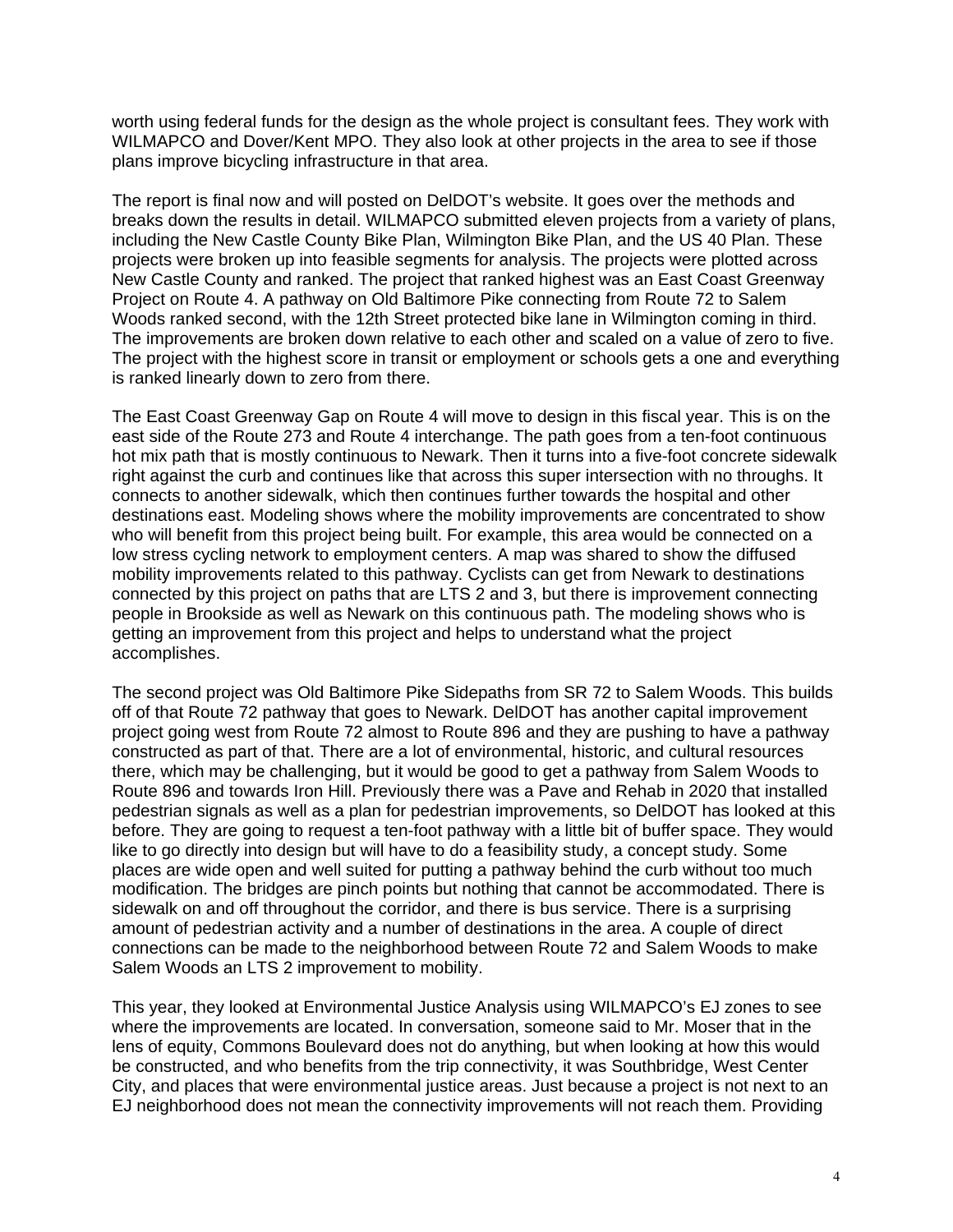worth using federal funds for the design as the whole project is consultant fees. They work with WILMAPCO and Dover/Kent MPO. They also look at other projects in the area to see if those plans improve bicycling infrastructure in that area.

The report is final now and will posted on DelDOT's website. It goes over the methods and breaks down the results in detail. WILMAPCO submitted eleven projects from a variety of plans, including the New Castle County Bike Plan, Wilmington Bike Plan, and the US 40 Plan. These projects were broken up into feasible segments for analysis. The projects were plotted across New Castle County and ranked. The project that ranked highest was an East Coast Greenway Project on Route 4. A pathway on Old Baltimore Pike connecting from Route 72 to Salem Woods ranked second, with the 12th Street protected bike lane in Wilmington coming in third. The improvements are broken down relative to each other and scaled on a value of zero to five. The project with the highest score in transit or employment or schools gets a one and everything is ranked linearly down to zero from there.

The East Coast Greenway Gap on Route 4 will move to design in this fiscal year. This is on the east side of the Route 273 and Route 4 interchange. The path goes from a ten-foot continuous hot mix path that is mostly continuous to Newark. Then it turns into a five-foot concrete sidewalk right against the curb and continues like that across this super intersection with no throughs. It connects to another sidewalk, which then continues further towards the hospital and other destinations east. Modeling shows where the mobility improvements are concentrated to show who will benefit from this project being built. For example, this area would be connected on a low stress cycling network to employment centers. A map was shared to show the diffused mobility improvements related to this pathway. Cyclists can get from Newark to destinations connected by this project on paths that are LTS 2 and 3, but there is improvement connecting people in Brookside as well as Newark on this continuous path. The modeling shows who is getting an improvement from this project and helps to understand what the project accomplishes.

The second project was Old Baltimore Pike Sidepaths from SR 72 to Salem Woods. This builds off of that Route 72 pathway that goes to Newark. DelDOT has another capital improvement project going west from Route 72 almost to Route 896 and they are pushing to have a pathway constructed as part of that. There are a lot of environmental, historic, and cultural resources there, which may be challenging, but it would be good to get a pathway from Salem Woods to Route 896 and towards Iron Hill. Previously there was a Pave and Rehab in 2020 that installed pedestrian signals as well as a plan for pedestrian improvements, so DelDOT has looked at this before. They are going to request a ten-foot pathway with a little bit of buffer space. They would like to go directly into design but will have to do a feasibility study, a concept study. Some places are wide open and well suited for putting a pathway behind the curb without too much modification. The bridges are pinch points but nothing that cannot be accommodated. There is sidewalk on and off throughout the corridor, and there is bus service. There is a surprising amount of pedestrian activity and a number of destinations in the area. A couple of direct connections can be made to the neighborhood between Route 72 and Salem Woods to make Salem Woods an LTS 2 improvement to mobility.

This year, they looked at Environmental Justice Analysis using WILMAPCO's EJ zones to see where the improvements are located. In conversation, someone said to Mr. Moser that in the lens of equity, Commons Boulevard does not do anything, but when looking at how this would be constructed, and who benefits from the trip connectivity, it was Southbridge, West Center City, and places that were environmental justice areas. Just because a project is not next to an EJ neighborhood does not mean the connectivity improvements will not reach them. Providing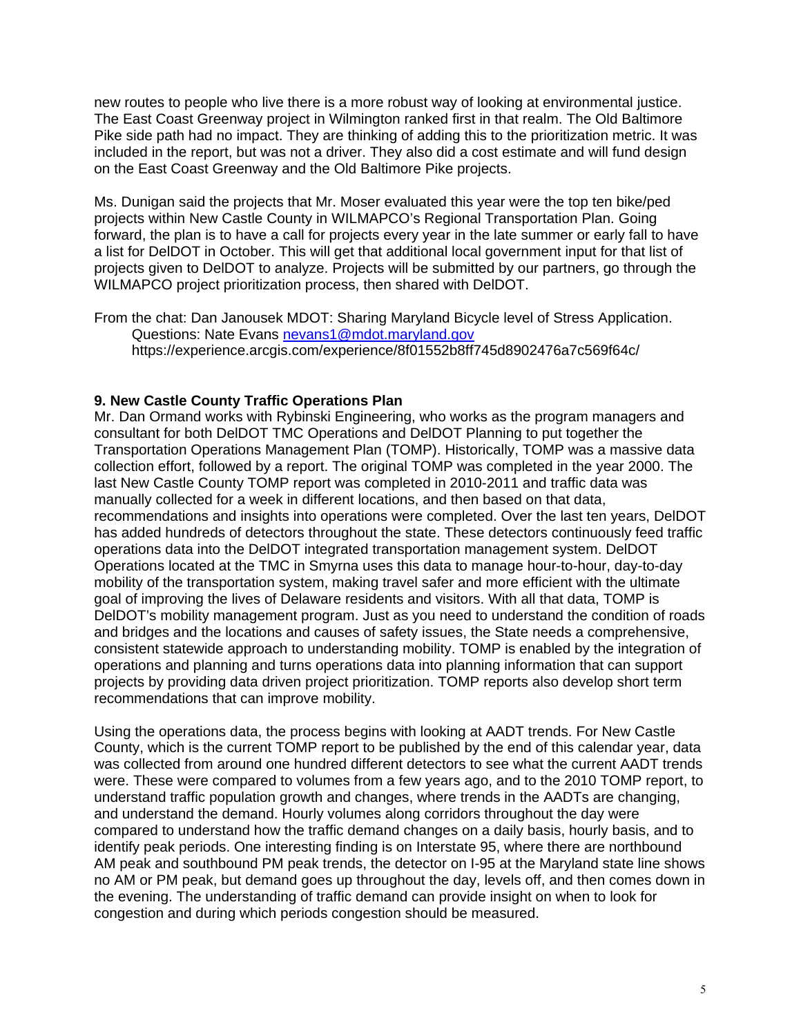new routes to people who live there is a more robust way of looking at environmental justice. The East Coast Greenway project in Wilmington ranked first in that realm. The Old Baltimore Pike side path had no impact. They are thinking of adding this to the prioritization metric. It was included in the report, but was not a driver. They also did a cost estimate and will fund design on the East Coast Greenway and the Old Baltimore Pike projects.

Ms. Dunigan said the projects that Mr. Moser evaluated this year were the top ten bike/ped projects within New Castle County in WILMAPCO's Regional Transportation Plan. Going forward, the plan is to have a call for projects every year in the late summer or early fall to have a list for DelDOT in October. This will get that additional local government input for that list of projects given to DelDOT to analyze. Projects will be submitted by our partners, go through the WILMAPCO project prioritization process, then shared with DelDOT.

From the chat: Dan Janousek MDOT: Sharing Maryland Bicycle level of Stress Application.
Questions: Nate Evans nevans1@mdot.maryland.gov
https://experience.arcgis.com/experience/8f01552b8ff745d8902476a7c569f64c/

**9. New Castle County Traffic Operations Plan**

Mr. Dan Ormand works with Rybinski Engineering, who works as the program managers and consultant for both DelDOT TMC Operations and DelDOT Planning to put together the Transportation Operations Management Plan (TOMP). Historically, TOMP was a massive data collection effort, followed by a report. The original TOMP was completed in the year 2000. The last New Castle County TOMP report was completed in 2010-2011 and traffic data was manually collected for a week in different locations, and then based on that data, recommendations and insights into operations were completed. Over the last ten years, DelDOT has added hundreds of detectors throughout the state. These detectors continuously feed traffic operations data into the DelDOT integrated transportation management system. DelDOT Operations located at the TMC in Smyrna uses this data to manage hour-to-hour, day-to-day mobility of the transportation system, making travel safer and more efficient with the ultimate goal of improving the lives of Delaware residents and visitors. With all that data, TOMP is DelDOT's mobility management program. Just as you need to understand the condition of roads and bridges and the locations and causes of safety issues, the State needs a comprehensive, consistent statewide approach to understanding mobility. TOMP is enabled by the integration of operations and planning and turns operations data into planning information that can support projects by providing data driven project prioritization. TOMP reports also develop short term recommendations that can improve mobility.

Using the operations data, the process begins with looking at AADT trends. For New Castle County, which is the current TOMP report to be published by the end of this calendar year, data was collected from around one hundred different detectors to see what the current AADT trends were. These were compared to volumes from a few years ago, and to the 2010 TOMP report, to understand traffic population growth and changes, where trends in the AADTs are changing, and understand the demand. Hourly volumes along corridors throughout the day were compared to understand how the traffic demand changes on a daily basis, hourly basis, and to identify peak periods. One interesting finding is on Interstate 95, where there are northbound AM peak and southbound PM peak trends, the detector on I-95 at the Maryland state line shows no AM or PM peak, but demand goes up throughout the day, levels off, and then comes down in the evening. The understanding of traffic demand can provide insight on when to look for congestion and during which periods congestion should be measured.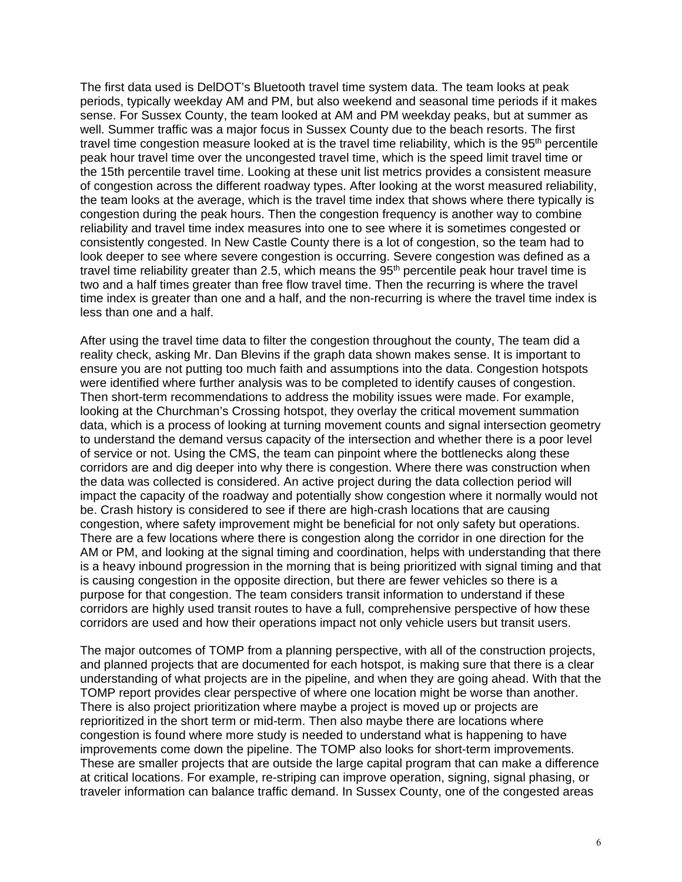The first data used is DelDOT's Bluetooth travel time system data. The team looks at peak periods, typically weekday AM and PM, but also weekend and seasonal time periods if it makes sense. For Sussex County, the team looked at AM and PM weekday peaks, but at summer as well. Summer traffic was a major focus in Sussex County due to the beach resorts. The first travel time congestion measure looked at is the travel time reliability, which is the 95$^{th}$ percentile peak hour travel time over the uncongested travel time, which is the speed limit travel time or the 15th percentile travel time. Looking at these unit list metrics provides a consistent measure of congestion across the different roadway types. After looking at the worst measured reliability, the team looks at the average, which is the travel time index that shows where there typically is congestion during the peak hours. Then the congestion frequency is another way to combine reliability and travel time index measures into one to see where it is sometimes congested or consistently congested. In New Castle County there is a lot of congestion, so the team had to look deeper to see where severe congestion is occurring. Severe congestion was defined as a travel time reliability greater than 2.5, which means the 95$^{th}$ percentile peak hour travel time is two and a half times greater than free flow travel time. Then the recurring is where the travel time index is greater than one and a half, and the non-recurring is where the travel time index is less than one and a half.

After using the travel time data to filter the congestion throughout the county, The team did a reality check, asking Mr. Dan Blevins if the graph data shown makes sense. It is important to ensure you are not putting too much faith and assumptions into the data. Congestion hotspots were identified where further analysis was to be completed to identify causes of congestion. Then short-term recommendations to address the mobility issues were made. For example, looking at the Churchman's Crossing hotspot, they overlay the critical movement summation data, which is a process of looking at turning movement counts and signal intersection geometry to understand the demand versus capacity of the intersection and whether there is a poor level of service or not. Using the CMS, the team can pinpoint where the bottlenecks along these corridors are and dig deeper into why there is congestion. Where there was construction when the data was collected is considered. An active project during the data collection period will impact the capacity of the roadway and potentially show congestion where it normally would not be. Crash history is considered to see if there are high-crash locations that are causing congestion, where safety improvement might be beneficial for not only safety but operations. There are a few locations where there is congestion along the corridor in one direction for the AM or PM, and looking at the signal timing and coordination, helps with understanding that there is a heavy inbound progression in the morning that is being prioritized with signal timing and that is causing congestion in the opposite direction, but there are fewer vehicles so there is a purpose for that congestion. The team considers transit information to understand if these corridors are highly used transit routes to have a full, comprehensive perspective of how these corridors are used and how their operations impact not only vehicle users but transit users.

The major outcomes of TOMP from a planning perspective, with all of the construction projects, and planned projects that are documented for each hotspot, is making sure that there is a clear understanding of what projects are in the pipeline, and when they are going ahead. With that the TOMP report provides clear perspective of where one location might be worse than another. There is also project prioritization where maybe a project is moved up or projects are reprioritized in the short term or mid-term. Then also maybe there are locations where congestion is found where more study is needed to understand what is happening to have improvements come down the pipeline. The TOMP also looks for short-term improvements. These are smaller projects that are outside the large capital program that can make a difference at critical locations. For example, re-striping can improve operation, signing, signal phasing, or traveler information can balance traffic demand. In Sussex County, one of the congested areas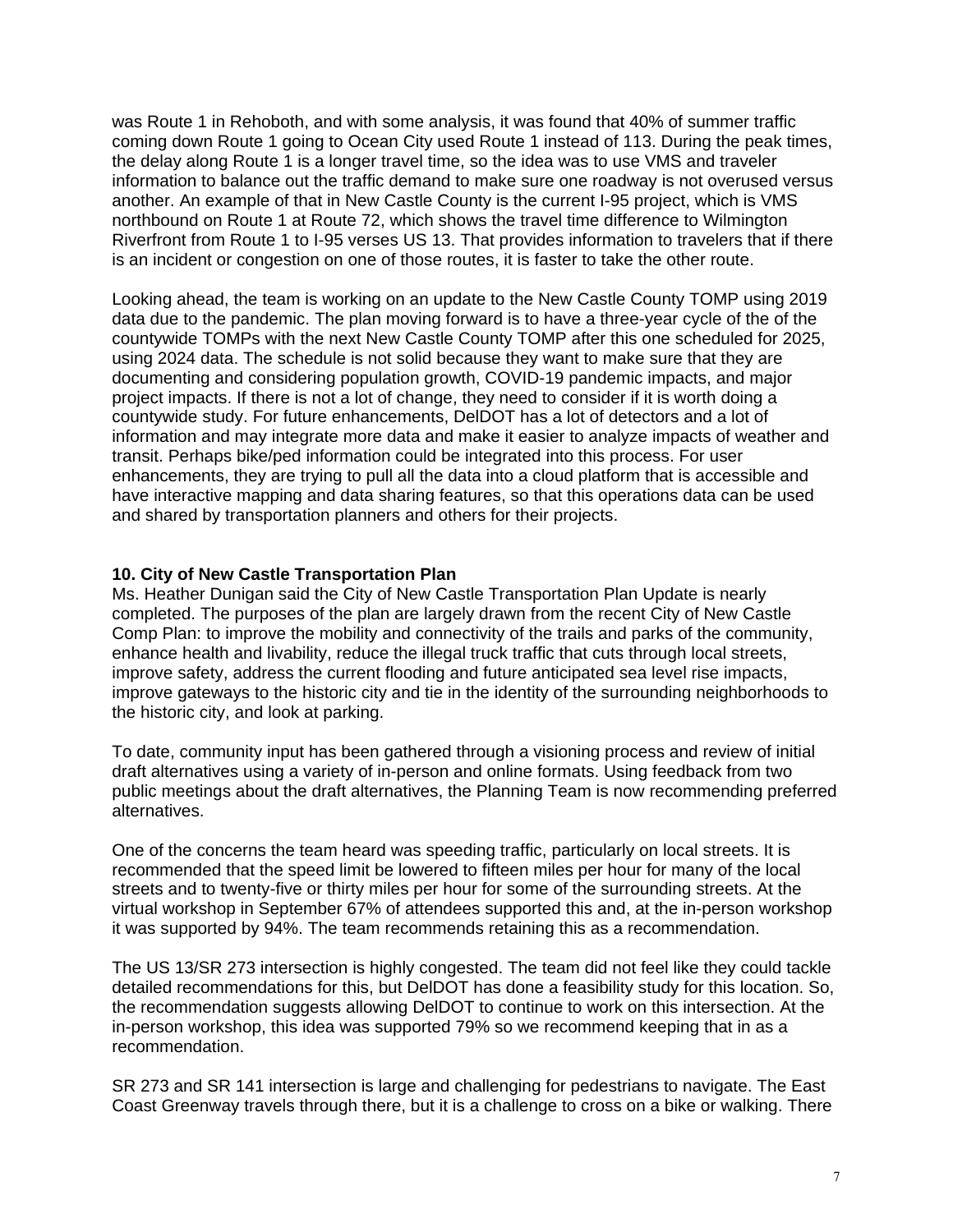was Route 1 in Rehoboth, and with some analysis, it was found that 40% of summer traffic coming down Route 1 going to Ocean City used Route 1 instead of 113. During the peak times, the delay along Route 1 is a longer travel time, so the idea was to use VMS and traveler information to balance out the traffic demand to make sure one roadway is not overused versus another. An example of that in New Castle County is the current I-95 project, which is VMS northbound on Route 1 at Route 72, which shows the travel time difference to Wilmington Riverfront from Route 1 to I-95 verses US 13. That provides information to travelers that if there is an incident or congestion on one of those routes, it is faster to take the other route.

Looking ahead, the team is working on an update to the New Castle County TOMP using 2019 data due to the pandemic. The plan moving forward is to have a three-year cycle of the of the countywide TOMPs with the next New Castle County TOMP after this one scheduled for 2025, using 2024 data. The schedule is not solid because they want to make sure that they are documenting and considering population growth, COVID-19 pandemic impacts, and major project impacts. If there is not a lot of change, they need to consider if it is worth doing a countywide study. For future enhancements, DelDOT has a lot of detectors and a lot of information and may integrate more data and make it easier to analyze impacts of weather and transit. Perhaps bike/ped information could be integrated into this process. For user enhancements, they are trying to pull all the data into a cloud platform that is accessible and have interactive mapping and data sharing features, so that this operations data can be used and shared by transportation planners and others for their projects.

**10. City of New Castle Transportation Plan**

Ms. Heather Dunigan said the City of New Castle Transportation Plan Update is nearly completed. The purposes of the plan are largely drawn from the recent City of New Castle Comp Plan: to improve the mobility and connectivity of the trails and parks of the community, enhance health and livability, reduce the illegal truck traffic that cuts through local streets, improve safety, address the current flooding and future anticipated sea level rise impacts, improve gateways to the historic city and tie in the identity of the surrounding neighborhoods to the historic city, and look at parking.

To date, community input has been gathered through a visioning process and review of initial draft alternatives using a variety of in-person and online formats. Using feedback from two public meetings about the draft alternatives, the Planning Team is now recommending preferred alternatives.

One of the concerns the team heard was speeding traffic, particularly on local streets. It is recommended that the speed limit be lowered to fifteen miles per hour for many of the local streets and to twenty-five or thirty miles per hour for some of the surrounding streets. At the virtual workshop in September 67% of attendees supported this and, at the in-person workshop it was supported by 94%. The team recommends retaining this as a recommendation.

The US 13/SR 273 intersection is highly congested. The team did not feel like they could tackle detailed recommendations for this, but DelDOT has done a feasibility study for this location. So, the recommendation suggests allowing DelDOT to continue to work on this intersection. At the in-person workshop, this idea was supported 79% so we recommend keeping that in as a recommendation.

SR 273 and SR 141 intersection is large and challenging for pedestrians to navigate. The East Coast Greenway travels through there, but it is a challenge to cross on a bike or walking. There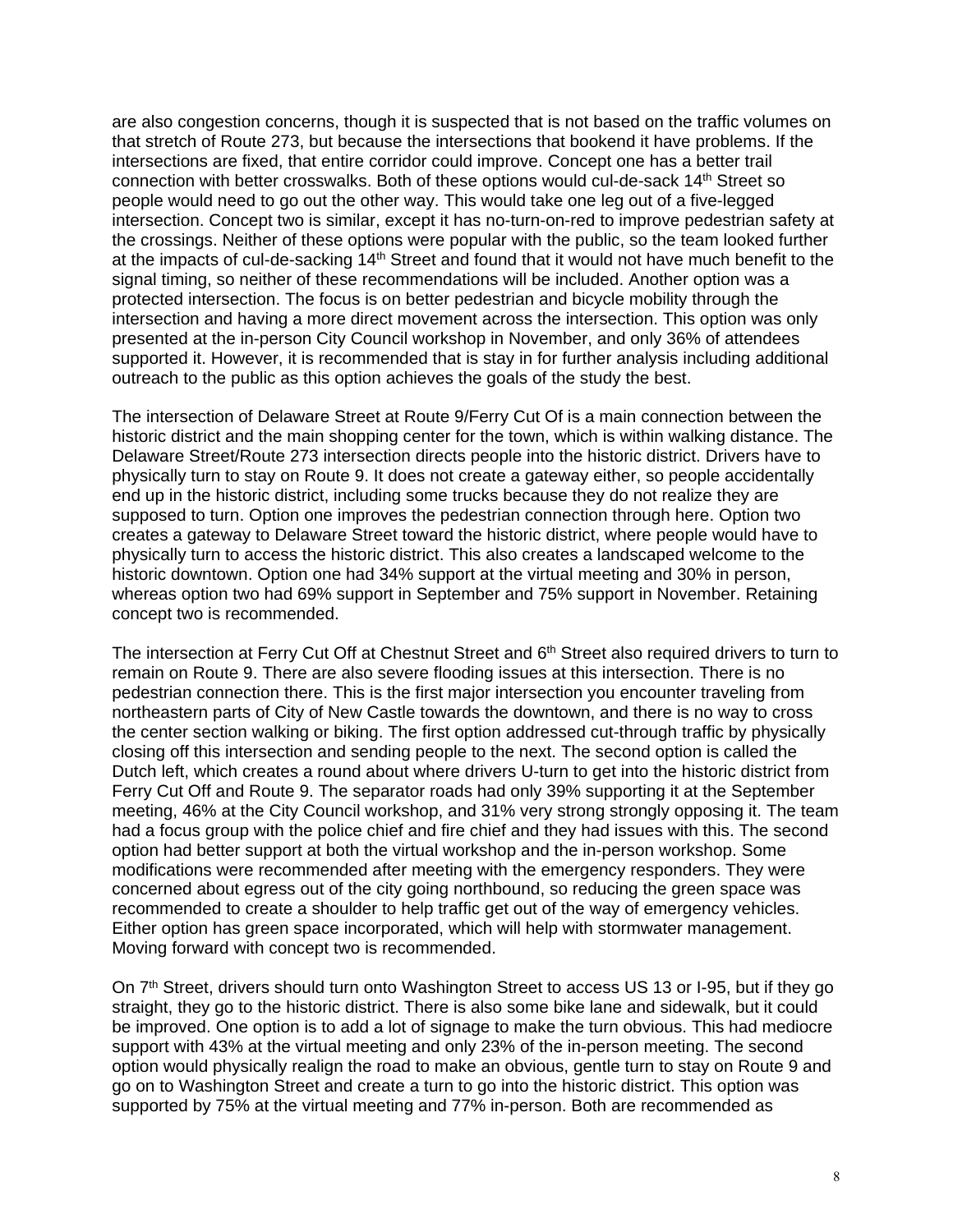are also congestion concerns, though it is suspected that is not based on the traffic volumes on that stretch of Route 273, but because the intersections that bookend it have problems. If the intersections are fixed, that entire corridor could improve. Concept one has a better trail connection with better crosswalks. Both of these options would cul-de-sack 14th Street so people would need to go out the other way. This would take one leg out of a five-legged intersection. Concept two is similar, except it has no-turn-on-red to improve pedestrian safety at the crossings. Neither of these options were popular with the public, so the team looked further at the impacts of cul-de-sacking 14th Street and found that it would not have much benefit to the signal timing, so neither of these recommendations will be included. Another option was a protected intersection. The focus is on better pedestrian and bicycle mobility through the intersection and having a more direct movement across the intersection. This option was only presented at the in-person City Council workshop in November, and only 36% of attendees supported it. However, it is recommended that is stay in for further analysis including additional outreach to the public as this option achieves the goals of the study the best.

The intersection of Delaware Street at Route 9/Ferry Cut Of is a main connection between the historic district and the main shopping center for the town, which is within walking distance. The Delaware Street/Route 273 intersection directs people into the historic district. Drivers have to physically turn to stay on Route 9. It does not create a gateway either, so people accidentally end up in the historic district, including some trucks because they do not realize they are supposed to turn. Option one improves the pedestrian connection through here. Option two creates a gateway to Delaware Street toward the historic district, where people would have to physically turn to access the historic district. This also creates a landscaped welcome to the historic downtown. Option one had 34% support at the virtual meeting and 30% in person, whereas option two had 69% support in September and 75% support in November. Retaining concept two is recommended.

The intersection at Ferry Cut Off at Chestnut Street and 6th Street also required drivers to turn to remain on Route 9. There are also severe flooding issues at this intersection. There is no pedestrian connection there. This is the first major intersection you encounter traveling from northeastern parts of City of New Castle towards the downtown, and there is no way to cross the center section walking or biking. The first option addressed cut-through traffic by physically closing off this intersection and sending people to the next. The second option is called the Dutch left, which creates a round about where drivers U-turn to get into the historic district from Ferry Cut Off and Route 9. The separator roads had only 39% supporting it at the September meeting, 46% at the City Council workshop, and 31% very strong strongly opposing it. The team had a focus group with the police chief and fire chief and they had issues with this. The second option had better support at both the virtual workshop and the in-person workshop. Some modifications were recommended after meeting with the emergency responders. They were concerned about egress out of the city going northbound, so reducing the green space was recommended to create a shoulder to help traffic get out of the way of emergency vehicles. Either option has green space incorporated, which will help with stormwater management. Moving forward with concept two is recommended.

On 7th Street, drivers should turn onto Washington Street to access US 13 or I-95, but if they go straight, they go to the historic district. There is also some bike lane and sidewalk, but it could be improved. One option is to add a lot of signage to make the turn obvious. This had mediocre support with 43% at the virtual meeting and only 23% of the in-person meeting. The second option would physically realign the road to make an obvious, gentle turn to stay on Route 9 and go on to Washington Street and create a turn to go into the historic district. This option was supported by 75% at the virtual meeting and 77% in-person. Both are recommended as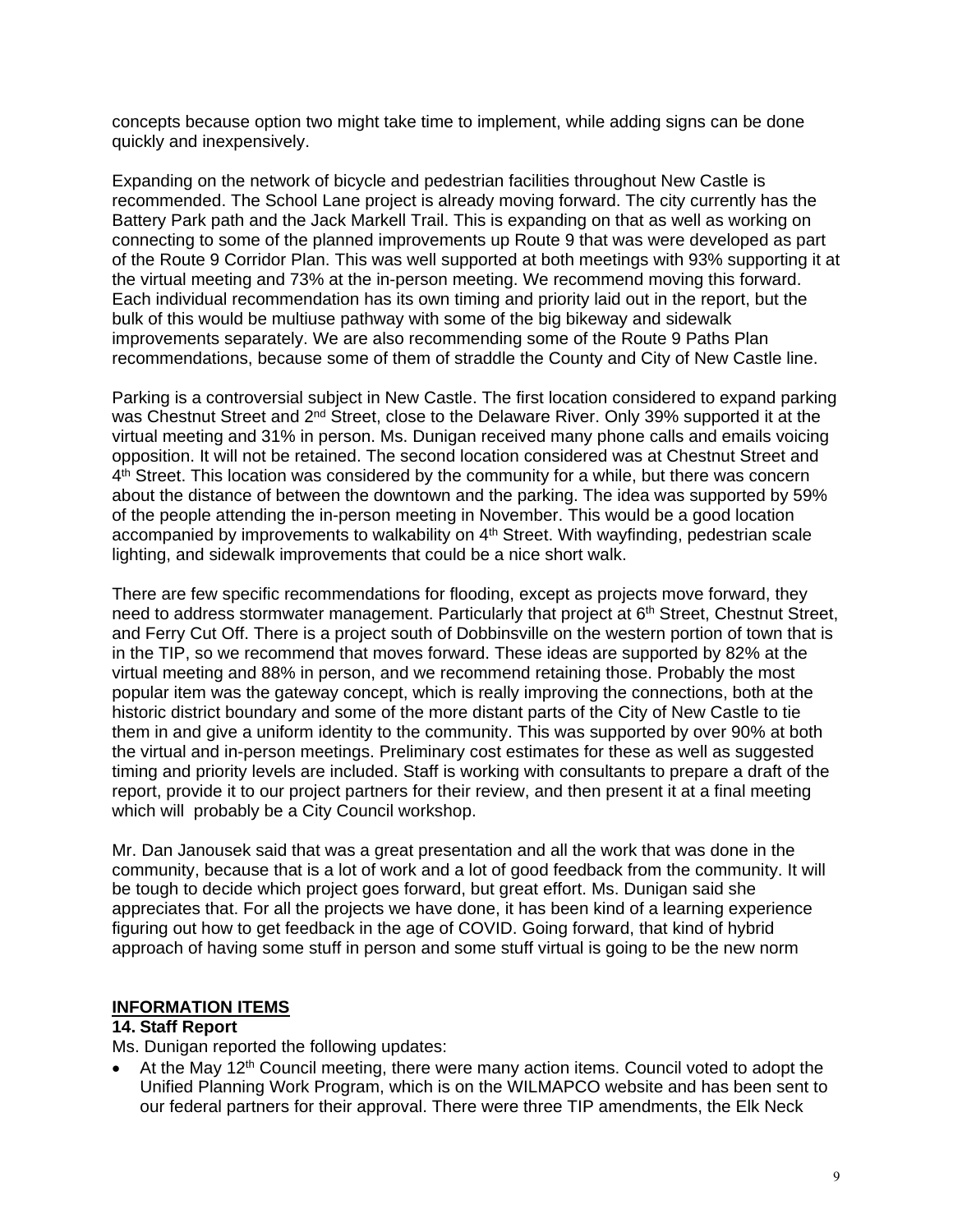concepts because option two might take time to implement, while adding signs can be done quickly and inexpensively.

Expanding on the network of bicycle and pedestrian facilities throughout New Castle is recommended. The School Lane project is already moving forward. The city currently has the Battery Park path and the Jack Markell Trail. This is expanding on that as well as working on connecting to some of the planned improvements up Route 9 that was were developed as part of the Route 9 Corridor Plan. This was well supported at both meetings with 93% supporting it at the virtual meeting and 73% at the in-person meeting. We recommend moving this forward. Each individual recommendation has its own timing and priority laid out in the report, but the bulk of this would be multiuse pathway with some of the big bikeway and sidewalk improvements separately. We are also recommending some of the Route 9 Paths Plan recommendations, because some of them of straddle the County and City of New Castle line.

Parking is a controversial subject in New Castle. The first location considered to expand parking was Chestnut Street and 2nd Street, close to the Delaware River. Only 39% supported it at the virtual meeting and 31% in person. Ms. Dunigan received many phone calls and emails voicing opposition. It will not be retained. The second location considered was at Chestnut Street and 4th Street. This location was considered by the community for a while, but there was concern about the distance of between the downtown and the parking. The idea was supported by 59% of the people attending the in-person meeting in November. This would be a good location accompanied by improvements to walkability on 4th Street. With wayfinding, pedestrian scale lighting, and sidewalk improvements that could be a nice short walk.

There are few specific recommendations for flooding, except as projects move forward, they need to address stormwater management. Particularly that project at 6th Street, Chestnut Street, and Ferry Cut Off. There is a project south of Dobbinsville on the western portion of town that is in the TIP, so we recommend that moves forward. These ideas are supported by 82% at the virtual meeting and 88% in person, and we recommend retaining those. Probably the most popular item was the gateway concept, which is really improving the connections, both at the historic district boundary and some of the more distant parts of the City of New Castle to tie them in and give a uniform identity to the community. This was supported by over 90% at both the virtual and in-person meetings. Preliminary cost estimates for these as well as suggested timing and priority levels are included. Staff is working with consultants to prepare a draft of the report, provide it to our project partners for their review, and then present it at a final meeting which will probably be a City Council workshop.

Mr. Dan Janousek said that was a great presentation and all the work that was done in the community, because that is a lot of work and a lot of good feedback from the community. It will be tough to decide which project goes forward, but great effort. Ms. Dunigan said she appreciates that. For all the projects we have done, it has been kind of a learning experience figuring out how to get feedback in the age of COVID. Going forward, that kind of hybrid approach of having some stuff in person and some stuff virtual is going to be the new norm

## INFORMATION ITEMS

### 14. Staff Report

Ms. Dunigan reported the following updates:

- At the May 12th Council meeting, there were many action items. Council voted to adopt the Unified Planning Work Program, which is on the WILMAPCO website and has been sent to our federal partners for their approval. There were three TIP amendments, the Elk Neck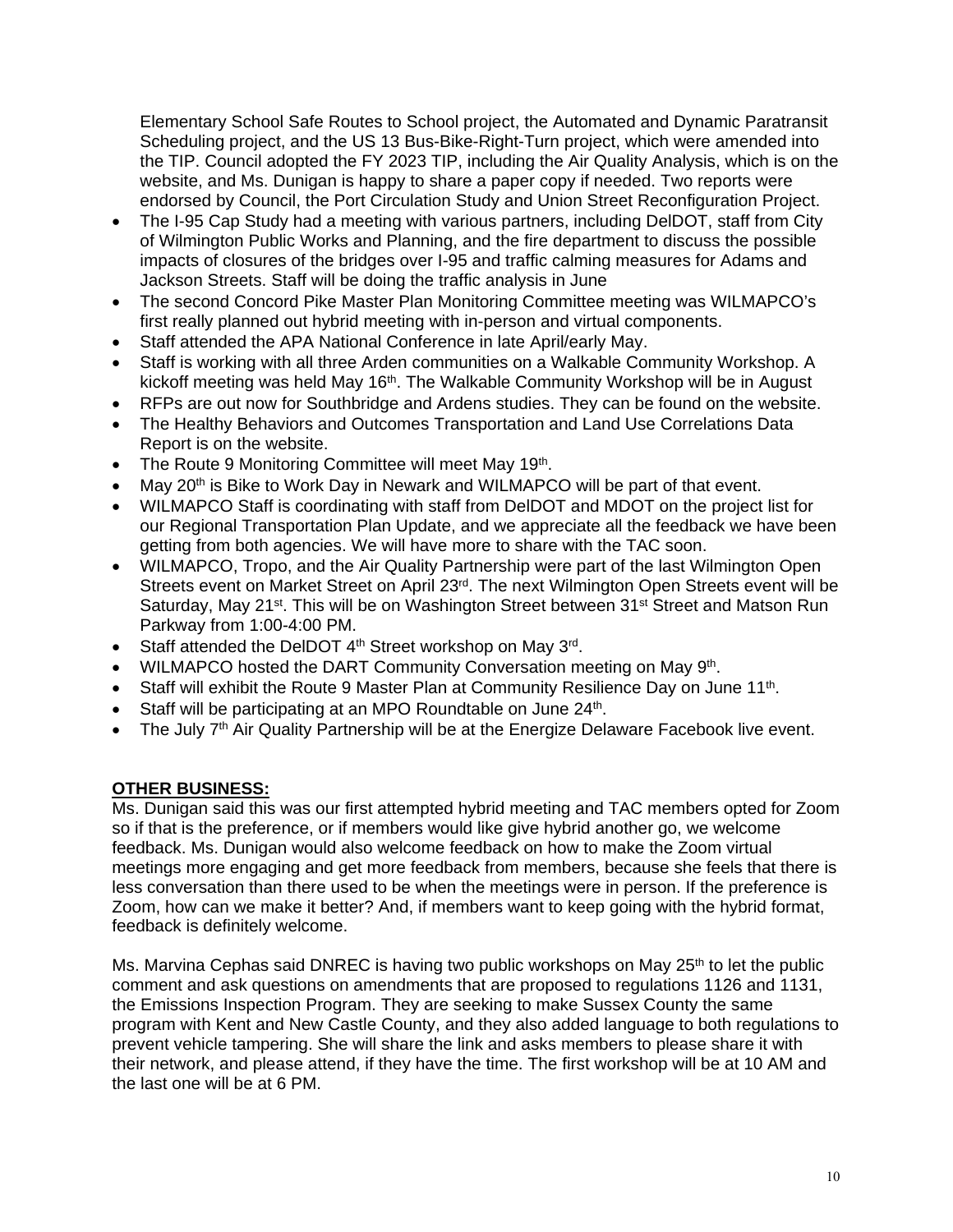Elementary School Safe Routes to School project, the Automated and Dynamic Paratransit Scheduling project, and the US 13 Bus-Bike-Right-Turn project, which were amended into the TIP. Council adopted the FY 2023 TIP, including the Air Quality Analysis, which is on the website, and Ms. Dunigan is happy to share a paper copy if needed. Two reports were endorsed by Council, the Port Circulation Study and Union Street Reconfiguration Project.

- The I-95 Cap Study had a meeting with various partners, including DelDOT, staff from City of Wilmington Public Works and Planning, and the fire department to discuss the possible impacts of closures of the bridges over I-95 and traffic calming measures for Adams and Jackson Streets. Staff will be doing the traffic analysis in June
- The second Concord Pike Master Plan Monitoring Committee meeting was WILMAPCO's first really planned out hybrid meeting with in-person and virtual components.
- Staff attended the APA National Conference in late April/early May.
- Staff is working with all three Arden communities on a Walkable Community Workshop. A kickoff meeting was held May 16th. The Walkable Community Workshop will be in August
- RFPs are out now for Southbridge and Ardens studies. They can be found on the website.
- The Healthy Behaviors and Outcomes Transportation and Land Use Correlations Data Report is on the website.
- The Route 9 Monitoring Committee will meet May 19th.
- May 20th is Bike to Work Day in Newark and WILMAPCO will be part of that event.
- WILMAPCO Staff is coordinating with staff from DelDOT and MDOT on the project list for our Regional Transportation Plan Update, and we appreciate all the feedback we have been getting from both agencies. We will have more to share with the TAC soon.
- WILMAPCO, Tropo, and the Air Quality Partnership were part of the last Wilmington Open Streets event on Market Street on April 23rd. The next Wilmington Open Streets event will be Saturday, May 21st. This will be on Washington Street between 31st Street and Matson Run Parkway from 1:00-4:00 PM.
- Staff attended the DelDOT 4th Street workshop on May 3rd.
- WILMAPCO hosted the DART Community Conversation meeting on May 9th.
- Staff will exhibit the Route 9 Master Plan at Community Resilience Day on June 11th.
- Staff will be participating at an MPO Roundtable on June 24th.
- The July 7th Air Quality Partnership will be at the Energize Delaware Facebook live event.

**OTHER BUSINESS:**

Ms. Dunigan said this was our first attempted hybrid meeting and TAC members opted for Zoom so if that is the preference, or if members would like give hybrid another go, we welcome feedback. Ms. Dunigan would also welcome feedback on how to make the Zoom virtual meetings more engaging and get more feedback from members, because she feels that there is less conversation than there used to be when the meetings were in person. If the preference is Zoom, how can we make it better? And, if members want to keep going with the hybrid format, feedback is definitely welcome.

Ms. Marvina Cephas said DNREC is having two public workshops on May 25th to let the public comment and ask questions on amendments that are proposed to regulations 1126 and 1131, the Emissions Inspection Program. They are seeking to make Sussex County the same program with Kent and New Castle County, and they also added language to both regulations to prevent vehicle tampering. She will share the link and asks members to please share it with their network, and please attend, if they have the time. The first workshop will be at 10 AM and the last one will be at 6 PM.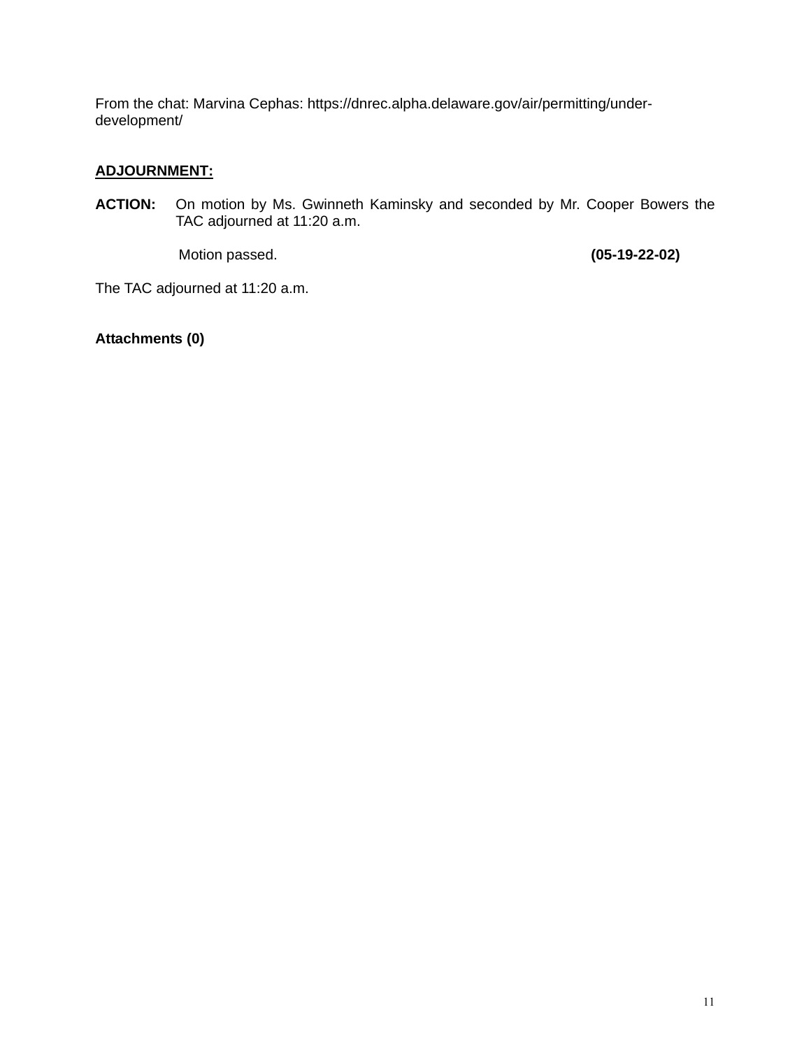From the chat: Marvina Cephas: https://dnrec.alpha.delaware.gov/air/permitting/under-development/

**ADJOURNMENT:**

**ACTION:** On motion by Ms. Gwinneth Kaminsky and seconded by Mr. Cooper Bowers the TAC adjourned at 11:20 a.m.

Motion passed. **(05-19-22-02)**

The TAC adjourned at 11:20 a.m.

**Attachments (0)**